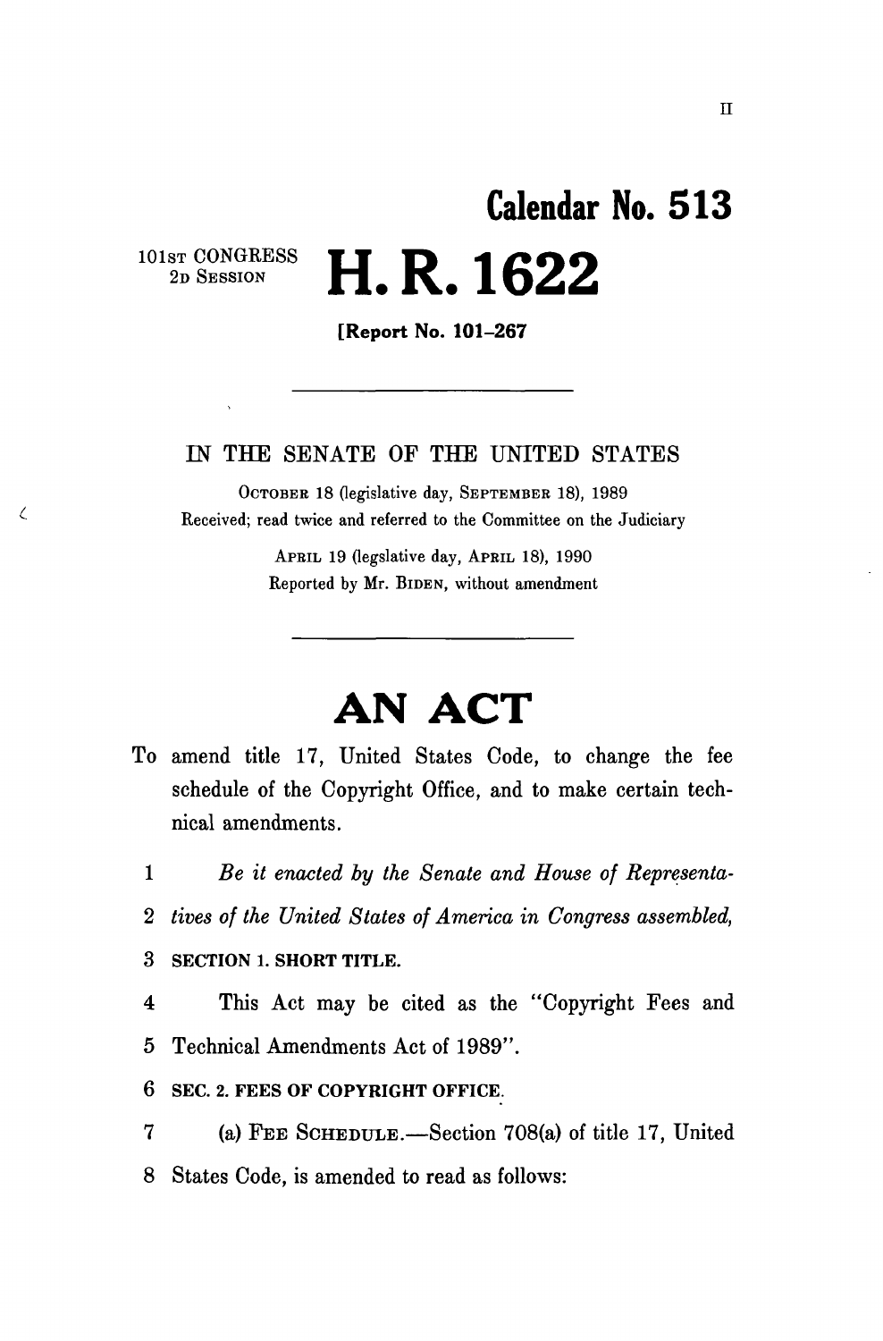# Calendar No. 513

101ST CONGRESS
2D SESSION

# H. R. 1622

**[Report No. 101–267]**

---

IN THE SENATE OF THE UNITED STATES

OCTOBER 18 (legislative day, SEPTEMBER 18), 1989
Received; read twice and referred to the Committee on the Judiciary

APRIL 19 (legsiative day, APRIL 18), 1990
Reported by Mr. BIDEN, without amendment

---

# AN ACT

To amend title 17, United States Code, to change the fee schedule of the Copyright Office, and to make certain technical amendments.

1 *Be it enacted by the Senate and House of Representa-*
2 *tives of the United States of America in Congress assembled,*

3 **SECTION 1. SHORT TITLE.**

4 This Act may be cited as the "Copyright Fees and
5 Technical Amendments Act of 1989".

6 **SEC. 2. FEES OF COPYRIGHT OFFICE.**

7 (a) FEE SCHEDULE.—Section 708(a) of title 17, United
8 States Code, is amended to read as follows: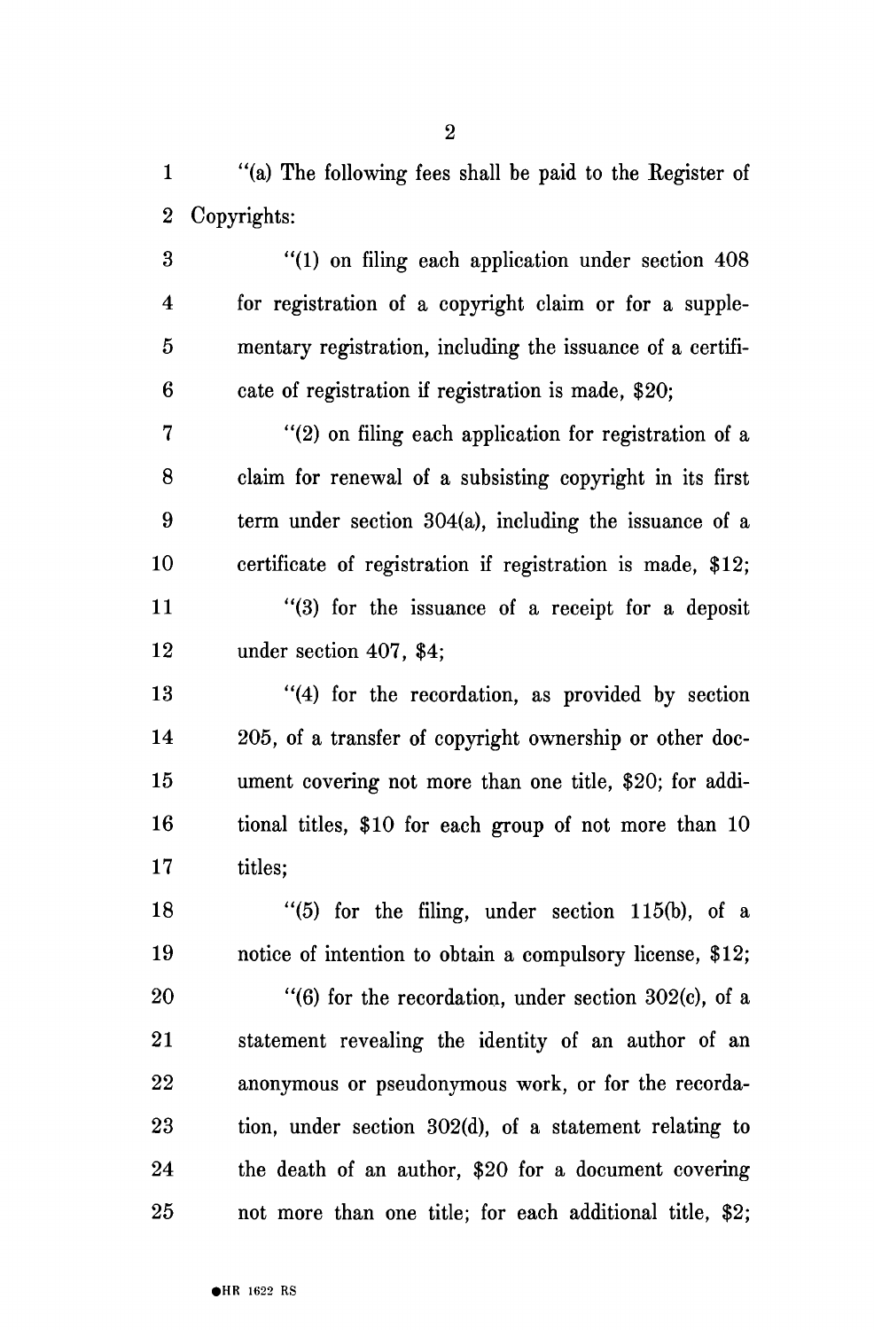"(a) The following fees shall be paid to the Register of Copyrights:

"(1) on filing each application under section 408 for registration of a copyright claim or for a supplementary registration, including the issuance of a certificate of registration if registration is made, $20;

"(2) on filing each application for registration of a claim for renewal of a subsisting copyright in its first term under section 304(a), including the issuance of a certificate of registration if registration is made, $12;

"(3) for the issuance of a receipt for a deposit under section 407, $4;

"(4) for the recordation, as provided by section 205, of a transfer of copyright ownership or other document covering not more than one title, $20; for additional titles, $10 for each group of not more than 10 titles;

"(5) for the filing, under section 115(b), of a notice of intention to obtain a compulsory license, $12;

"(6) for the recordation, under section 302(c), of a statement revealing the identity of an author of an anonymous or pseudonymous work, or for the recordation, under section 302(d), of a statement relating to the death of an author, $20 for a document covering not more than one title; for each additional title, $2;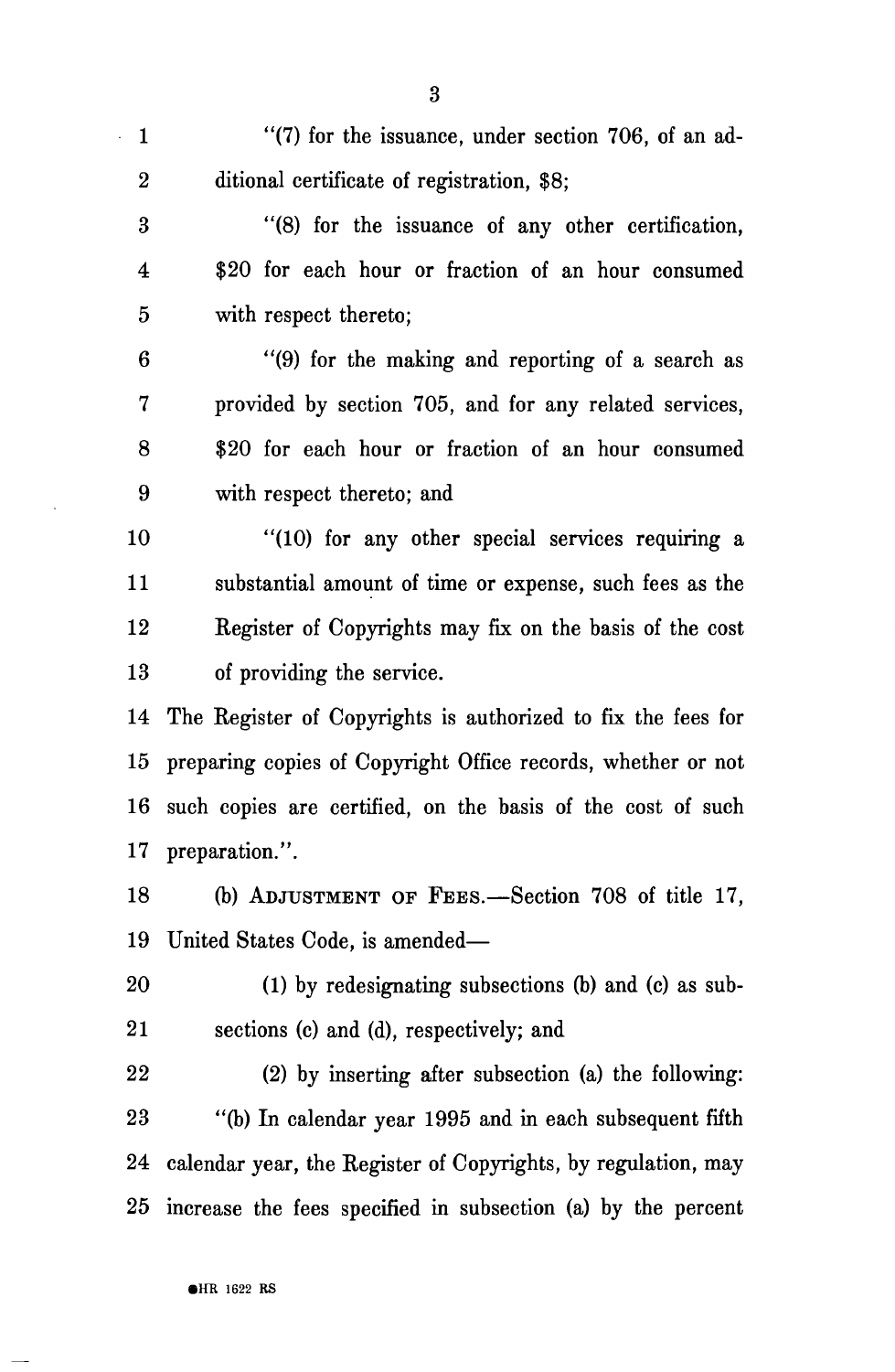"(7) for the issuance, under section 706, of an additional certificate of registration, $8;

"(8) for the issuance of any other certification, $20 for each hour or fraction of an hour consumed with respect thereto;

"(9) for the making and reporting of a search as provided by section 705, and for any related services, $20 for each hour or fraction of an hour consumed with respect thereto; and

"(10) for any other special services requiring a substantial amount of time or expense, such fees as the Register of Copyrights may fix on the basis of the cost of providing the service.

The Register of Copyrights is authorized to fix the fees for preparing copies of Copyright Office records, whether or not such copies are certified, on the basis of the cost of such preparation.".

(b) ADJUSTMENT OF FEES.—Section 708 of title 17, United States Code, is amended—

(1) by redesignating subsections (b) and (c) as subsections (c) and (d), respectively; and

(2) by inserting after subsection (a) the following:

"(b) In calendar year 1995 and in each subsequent fifth calendar year, the Register of Copyrights, by regulation, may increase the fees specified in subsection (a) by the percent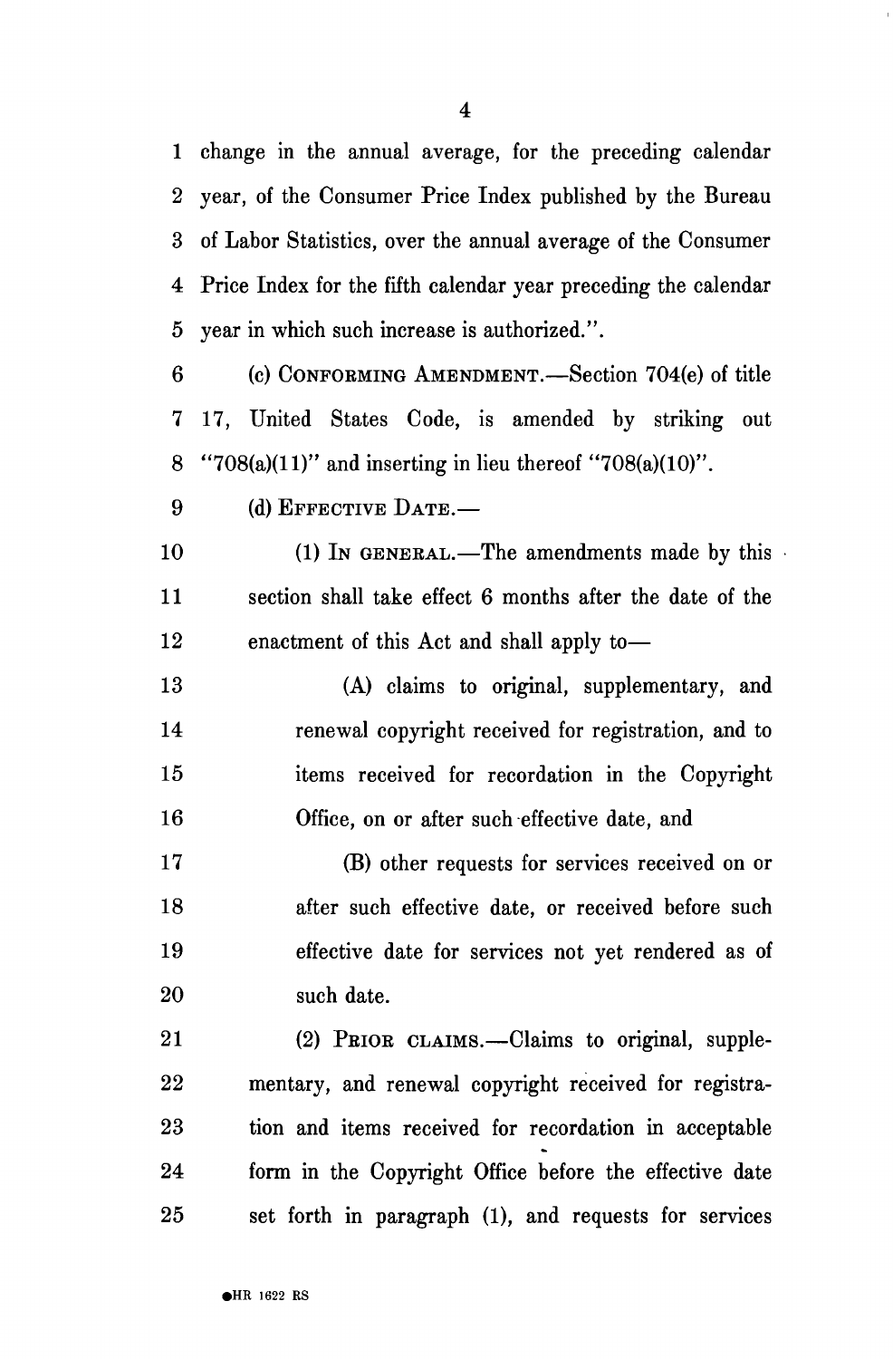change in the annual average, for the preceding calendar year, of the Consumer Price Index published by the Bureau of Labor Statistics, over the annual average of the Consumer Price Index for the fifth calendar year preceding the calendar year in which such increase is authorized.".

(c) CONFORMING AMENDMENT.—Section 704(e) of title 17, United States Code, is amended by striking out "708(a)(11)" and inserting in lieu thereof "708(a)(10)".

(d) EFFECTIVE DATE.—

(1) IN GENERAL.—The amendments made by this section shall take effect 6 months after the date of the enactment of this Act and shall apply to—

(A) claims to original, supplementary, and renewal copyright received for registration, and to items received for recordation in the Copyright Office, on or after such effective date, and

(B) other requests for services received on or after such effective date, or received before such effective date for services not yet rendered as of such date.

(2) PRIOR CLAIMS.—Claims to original, supplementary, and renewal copyright received for registration and items received for recordation in acceptable form in the Copyright Office before the effective date set forth in paragraph (1), and requests for services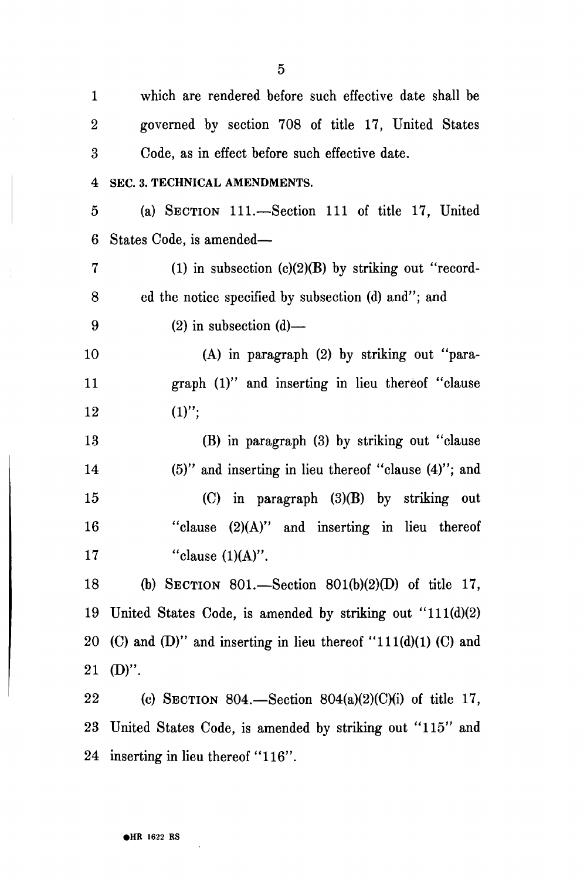which are rendered before such effective date shall be governed by section 708 of title 17, United States Code, as in effect before such effective date.

**SEC. 3. TECHNICAL AMENDMENTS.**

(a) SECTION 111.—Section 111 of title 17, United States Code, is amended—

(1) in subsection (c)(2)(B) by striking out "recorded the notice specified by subsection (d) and"; and

(2) in subsection (d)—

(A) in paragraph (2) by striking out "paragraph (1)" and inserting in lieu thereof "clause (1)";

(B) in paragraph (3) by striking out "clause (5)" and inserting in lieu thereof "clause (4)"; and

(C) in paragraph (3)(B) by striking out "clause (2)(A)" and inserting in lieu thereof "clause (1)(A)".

(b) SECTION 801.—Section 801(b)(2)(D) of title 17, United States Code, is amended by striking out "111(d)(2) (C) and (D)" and inserting in lieu thereof "111(d)(1) (C) and (D)".

(c) SECTION 804.—Section 804(a)(2)(C)(i) of title 17, United States Code, is amended by striking out "115" and inserting in lieu thereof "116".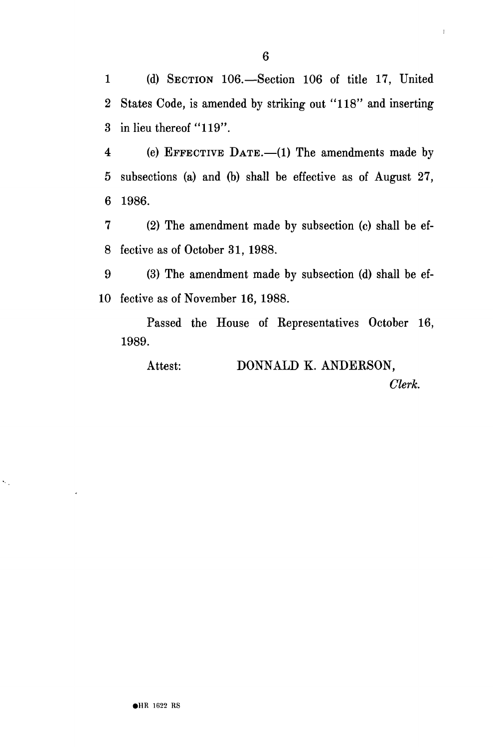(d) SECTION 106.—Section 106 of title 17, United States Code, is amended by striking out "118" and inserting in lieu thereof "119".

(e) EFFECTIVE DATE.—(1) The amendments made by subsections (a) and (b) shall be effective as of August 27, 1986.

(2) The amendment made by subsection (c) shall be effective as of October 31, 1988.

(3) The amendment made by subsection (d) shall be effective as of November 16, 1988.

Passed the House of Representatives October 16, 1989.

Attest: DONNALD K. ANDERSON,

*Clerk.*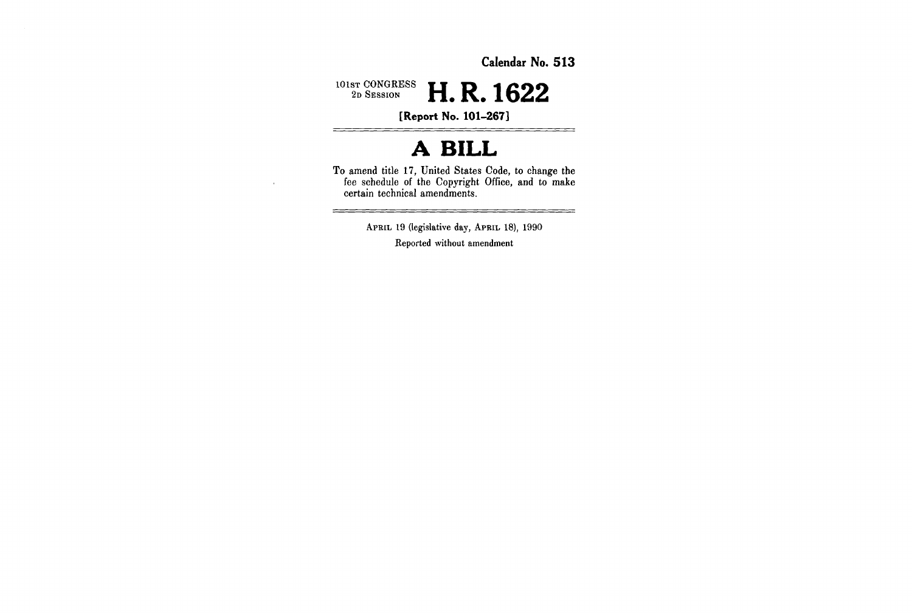Calendar No. 513

101ST CONGRESS
2D SESSION

# H. R. 1622

**[Report No. 101-267]**

# A BILL

To amend title 17, United States Code, to change the fee schedule of the Copyright Office, and to make certain technical amendments.

APRIL 19 (legislative day, APRIL 18), 1990

Reported without amendment